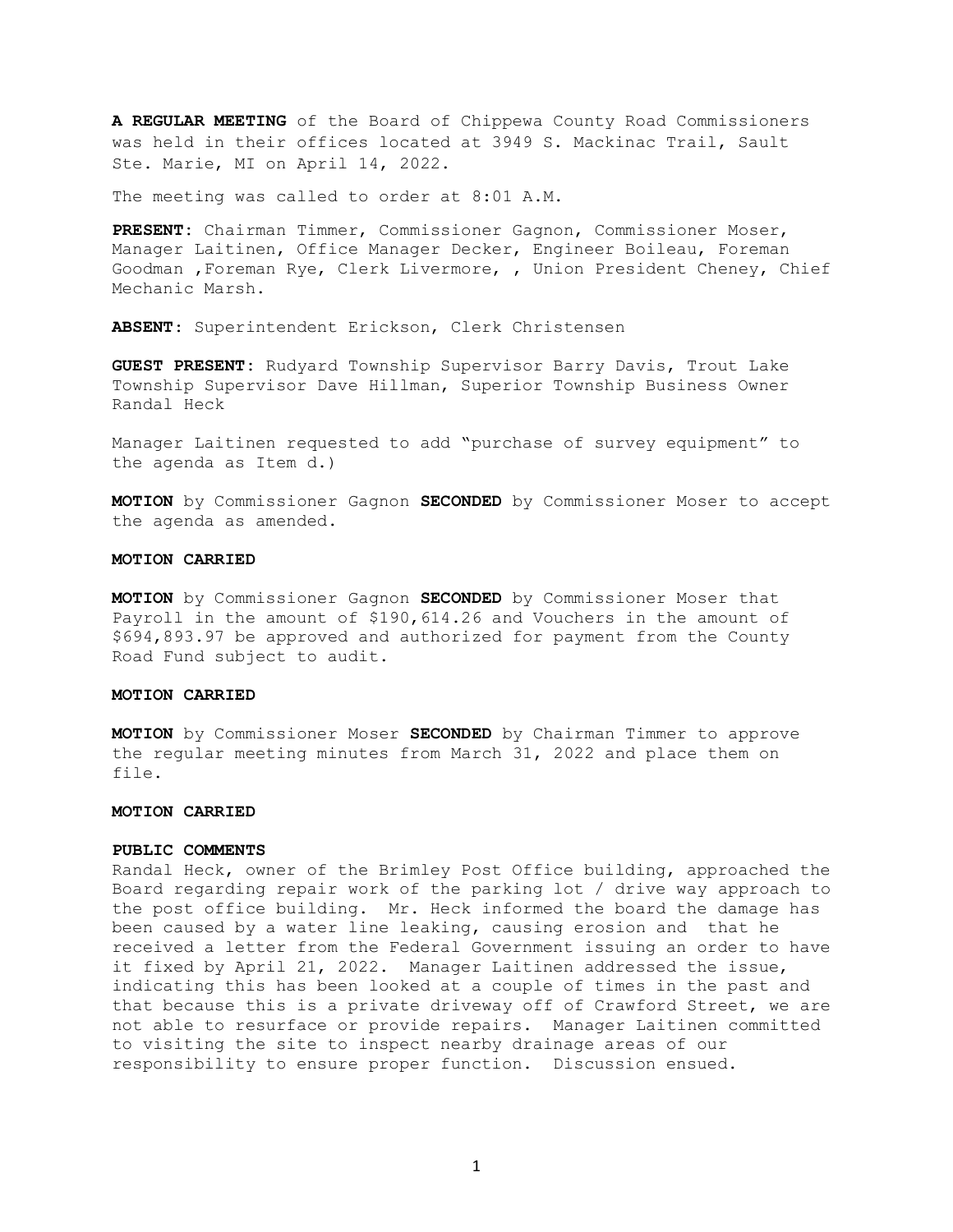**A REGULAR MEETING** of the Board of Chippewa County Road Commissioners was held in their offices located at 3949 S. Mackinac Trail, Sault Ste. Marie, MI on April 14, 2022.

The meeting was called to order at 8:01 A.M.

**PRESENT:** Chairman Timmer, Commissioner Gagnon, Commissioner Moser, Manager Laitinen, Office Manager Decker, Engineer Boileau, Foreman Goodman ,Foreman Rye, Clerk Livermore, , Union President Cheney, Chief Mechanic Marsh.

**ABSENT:** Superintendent Erickson, Clerk Christensen

**GUEST PRESENT:** Rudyard Township Supervisor Barry Davis, Trout Lake Township Supervisor Dave Hillman, Superior Township Business Owner Randal Heck

Manager Laitinen requested to add "purchase of survey equipment" to the agenda as Item d.)

**MOTION** by Commissioner Gagnon **SECONDED** by Commissioner Moser to accept the agenda as amended.

**MOTION CARRIED**

**MOTION** by Commissioner Gagnon **SECONDED** by Commissioner Moser that Payroll in the amount of $190,614.26 and Vouchers in the amount of $694,893.97 be approved and authorized for payment from the County Road Fund subject to audit.

**MOTION CARRIED**

**MOTION** by Commissioner Moser **SECONDED** by Chairman Timmer to approve the regular meeting minutes from March 31, 2022 and place them on file.

**MOTION CARRIED**

**PUBLIC COMMENTS**

Randal Heck, owner of the Brimley Post Office building, approached the Board regarding repair work of the parking lot / drive way approach to the post office building. Mr. Heck informed the board the damage has been caused by a water line leaking, causing erosion and that he received a letter from the Federal Government issuing an order to have it fixed by April 21, 2022. Manager Laitinen addressed the issue, indicating this has been looked at a couple of times in the past and that because this is a private driveway off of Crawford Street, we are not able to resurface or provide repairs. Manager Laitinen committed to visiting the site to inspect nearby drainage areas of our responsibility to ensure proper function. Discussion ensued.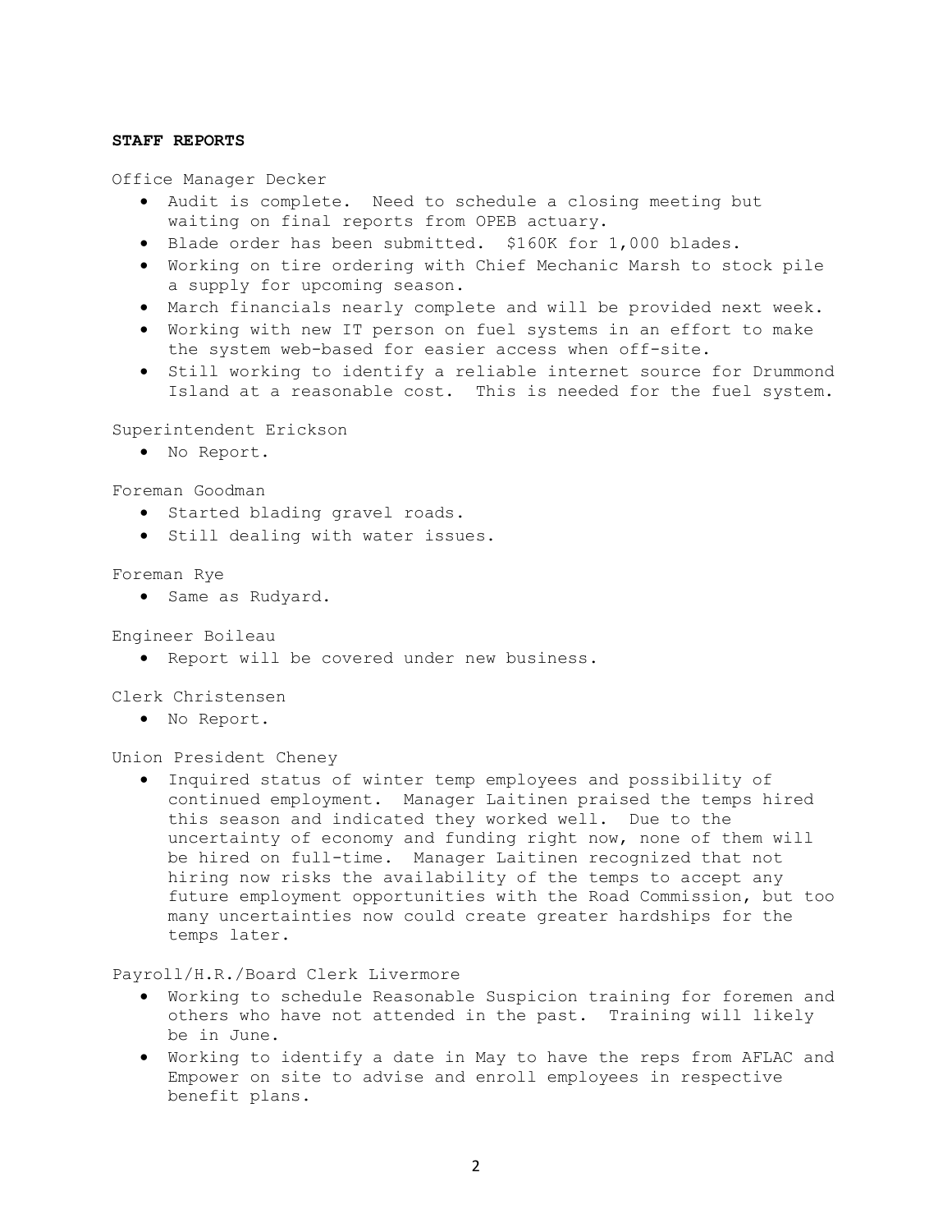**STAFF REPORTS**

Office Manager Decker

- Audit is complete. Need to schedule a closing meeting but waiting on final reports from OPEB actuary.
- Blade order has been submitted. $160K for 1,000 blades.
- Working on tire ordering with Chief Mechanic Marsh to stock pile a supply for upcoming season.
- March financials nearly complete and will be provided next week.
- Working with new IT person on fuel systems in an effort to make the system web-based for easier access when off-site.
- Still working to identify a reliable internet source for Drummond Island at a reasonable cost. This is needed for the fuel system.

Superintendent Erickson

- No Report.

Foreman Goodman

- Started blading gravel roads.
- Still dealing with water issues.

Foreman Rye

- Same as Rudyard.

Engineer Boileau

- Report will be covered under new business.

Clerk Christensen

- No Report.

Union President Cheney

- Inquired status of winter temp employees and possibility of continued employment. Manager Laitinen praised the temps hired this season and indicated they worked well. Due to the uncertainty of economy and funding right now, none of them will be hired on full-time. Manager Laitinen recognized that not hiring now risks the availability of the temps to accept any future employment opportunities with the Road Commission, but too many uncertainties now could create greater hardships for the temps later.

Payroll/H.R./Board Clerk Livermore

- Working to schedule Reasonable Suspicion training for foremen and others who have not attended in the past. Training will likely be in June.
- Working to identify a date in May to have the reps from AFLAC and Empower on site to advise and enroll employees in respective benefit plans.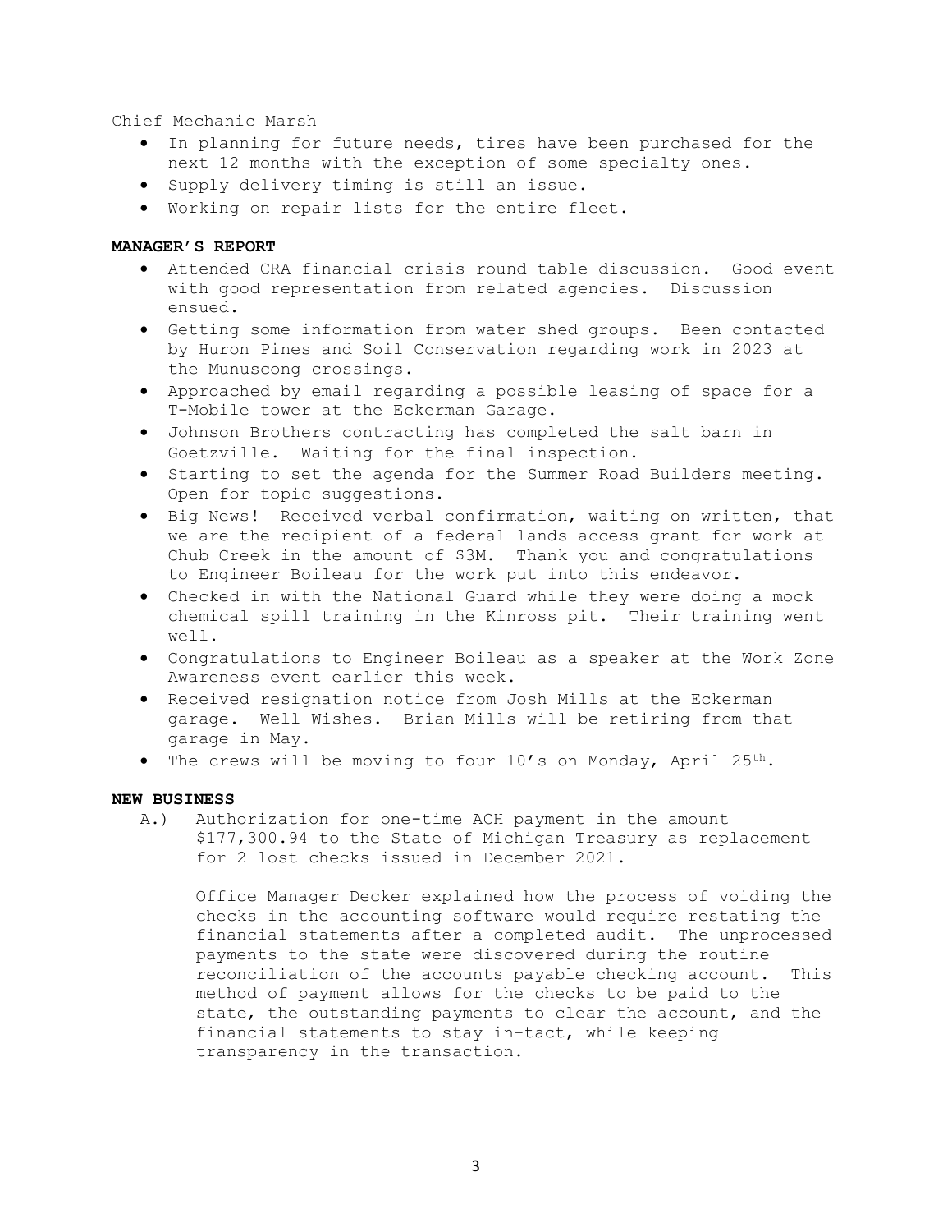Chief Mechanic Marsh

- In planning for future needs, tires have been purchased for the next 12 months with the exception of some specialty ones.
- Supply delivery timing is still an issue.
- Working on repair lists for the entire fleet.

**MANAGER'S REPORT**

- Attended CRA financial crisis round table discussion. Good event with good representation from related agencies. Discussion ensued.
- Getting some information from water shed groups. Been contacted by Huron Pines and Soil Conservation regarding work in 2023 at the Munuscong crossings.
- Approached by email regarding a possible leasing of space for a T-Mobile tower at the Eckerman Garage.
- Johnson Brothers contracting has completed the salt barn in Goetzville. Waiting for the final inspection.
- Starting to set the agenda for the Summer Road Builders meeting. Open for topic suggestions.
- Big News! Received verbal confirmation, waiting on written, that we are the recipient of a federal lands access grant for work at Chub Creek in the amount of $3M. Thank you and congratulations to Engineer Boileau for the work put into this endeavor.
- Checked in with the National Guard while they were doing a mock chemical spill training in the Kinross pit. Their training went well.
- Congratulations to Engineer Boileau as a speaker at the Work Zone Awareness event earlier this week.
- Received resignation notice from Josh Mills at the Eckerman garage. Well Wishes. Brian Mills will be retiring from that garage in May.
- The crews will be moving to four 10's on Monday, April 25th.

**NEW BUSINESS**

A.) Authorization for one-time ACH payment in the amount $177,300.94 to the State of Michigan Treasury as replacement for 2 lost checks issued in December 2021.

Office Manager Decker explained how the process of voiding the checks in the accounting software would require restating the financial statements after a completed audit. The unprocessed payments to the state were discovered during the routine reconciliation of the accounts payable checking account. This method of payment allows for the checks to be paid to the state, the outstanding payments to clear the account, and the financial statements to stay in-tact, while keeping transparency in the transaction.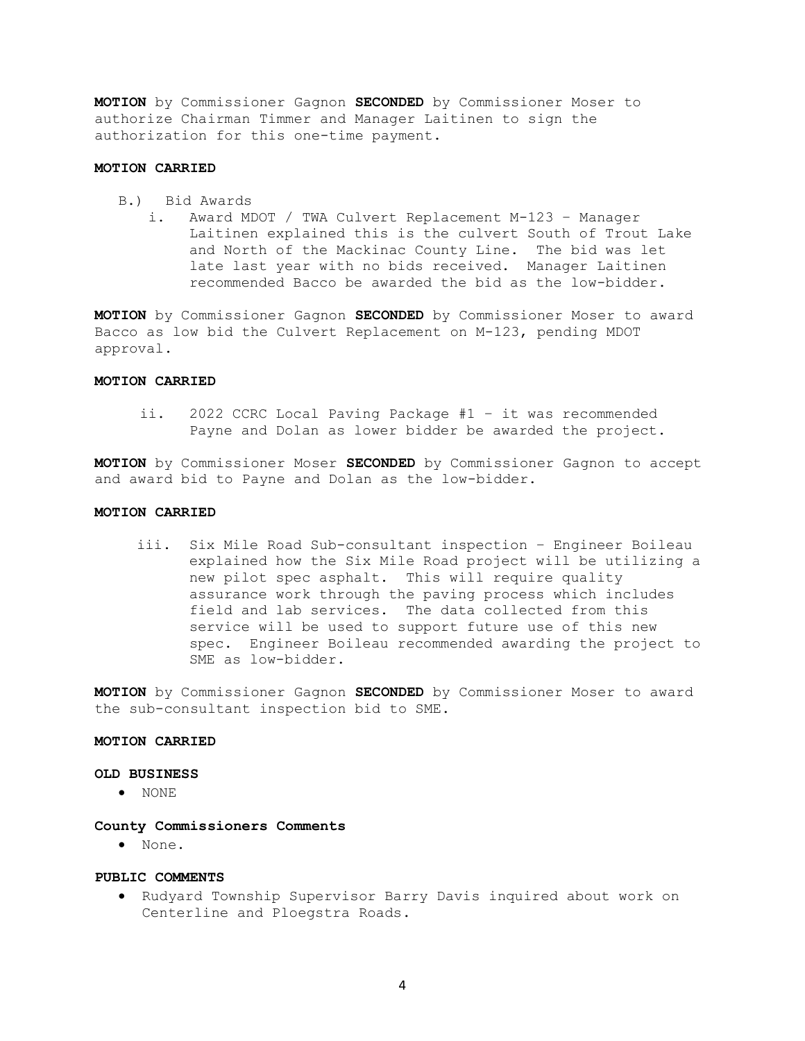**MOTION** by Commissioner Gagnon **SECONDED** by Commissioner Moser to authorize Chairman Timmer and Manager Laitinen to sign the authorization for this one-time payment.

**MOTION CARRIED**

B.) Bid Awards

i. Award MDOT / TWA Culvert Replacement M-123 – Manager Laitinen explained this is the culvert South of Trout Lake and North of the Mackinac County Line. The bid was let late last year with no bids received. Manager Laitinen recommended Bacco be awarded the bid as the low-bidder.

**MOTION** by Commissioner Gagnon **SECONDED** by Commissioner Moser to award Bacco as low bid the Culvert Replacement on M-123, pending MDOT approval.

**MOTION CARRIED**

ii. 2022 CCRC Local Paving Package #1 – it was recommended Payne and Dolan as lower bidder be awarded the project.

**MOTION** by Commissioner Moser **SECONDED** by Commissioner Gagnon to accept and award bid to Payne and Dolan as the low-bidder.

**MOTION CARRIED**

iii. Six Mile Road Sub-consultant inspection – Engineer Boileau explained how the Six Mile Road project will be utilizing a new pilot spec asphalt. This will require quality assurance work through the paving process which includes field and lab services. The data collected from this service will be used to support future use of this new spec. Engineer Boileau recommended awarding the project to SME as low-bidder.

**MOTION** by Commissioner Gagnon **SECONDED** by Commissioner Moser to award the sub-consultant inspection bid to SME.

**MOTION CARRIED**

**OLD BUSINESS**

- NONE

**County Commissioners Comments**

- None.

**PUBLIC COMMENTS**

- Rudyard Township Supervisor Barry Davis inquired about work on Centerline and Ploegstra Roads.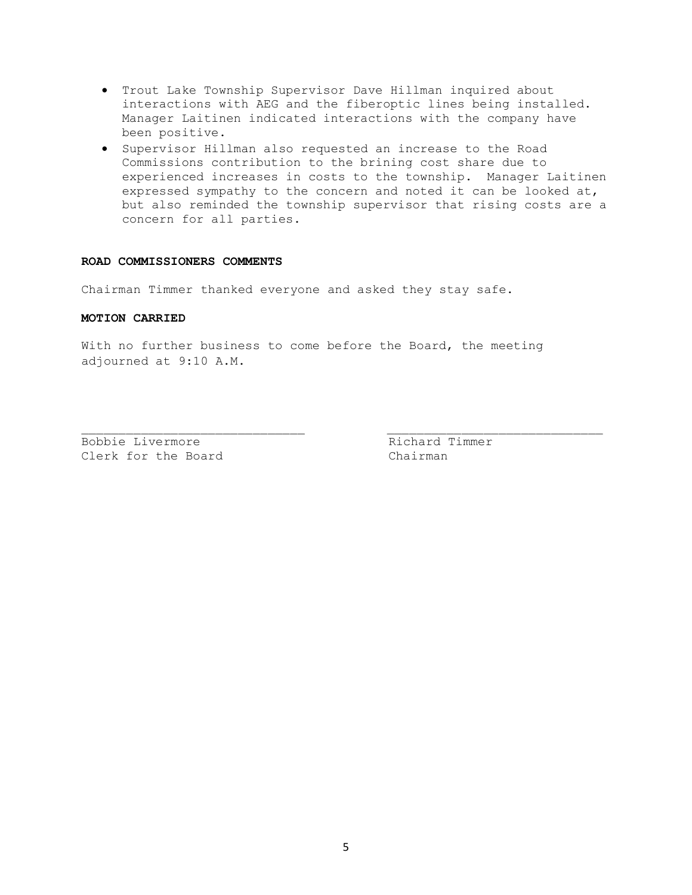- Trout Lake Township Supervisor Dave Hillman inquired about interactions with AEG and the fiberoptic lines being installed. Manager Laitinen indicated interactions with the company have been positive.
- Supervisor Hillman also requested an increase to the Road Commissions contribution to the brining cost share due to experienced increases in costs to the township. Manager Laitinen expressed sympathy to the concern and noted it can be looked at, but also reminded the township supervisor that rising costs are a concern for all parties.

**ROAD COMMISSIONERS COMMENTS**

Chairman Timmer thanked everyone and asked they stay safe.

**MOTION CARRIED**

With no further business to come before the Board, the meeting adjourned at 9:10 A.M.

_____________________________ _____________________________

Bobbie Livermore
Clerk for the Board

Richard Timmer
Chairman